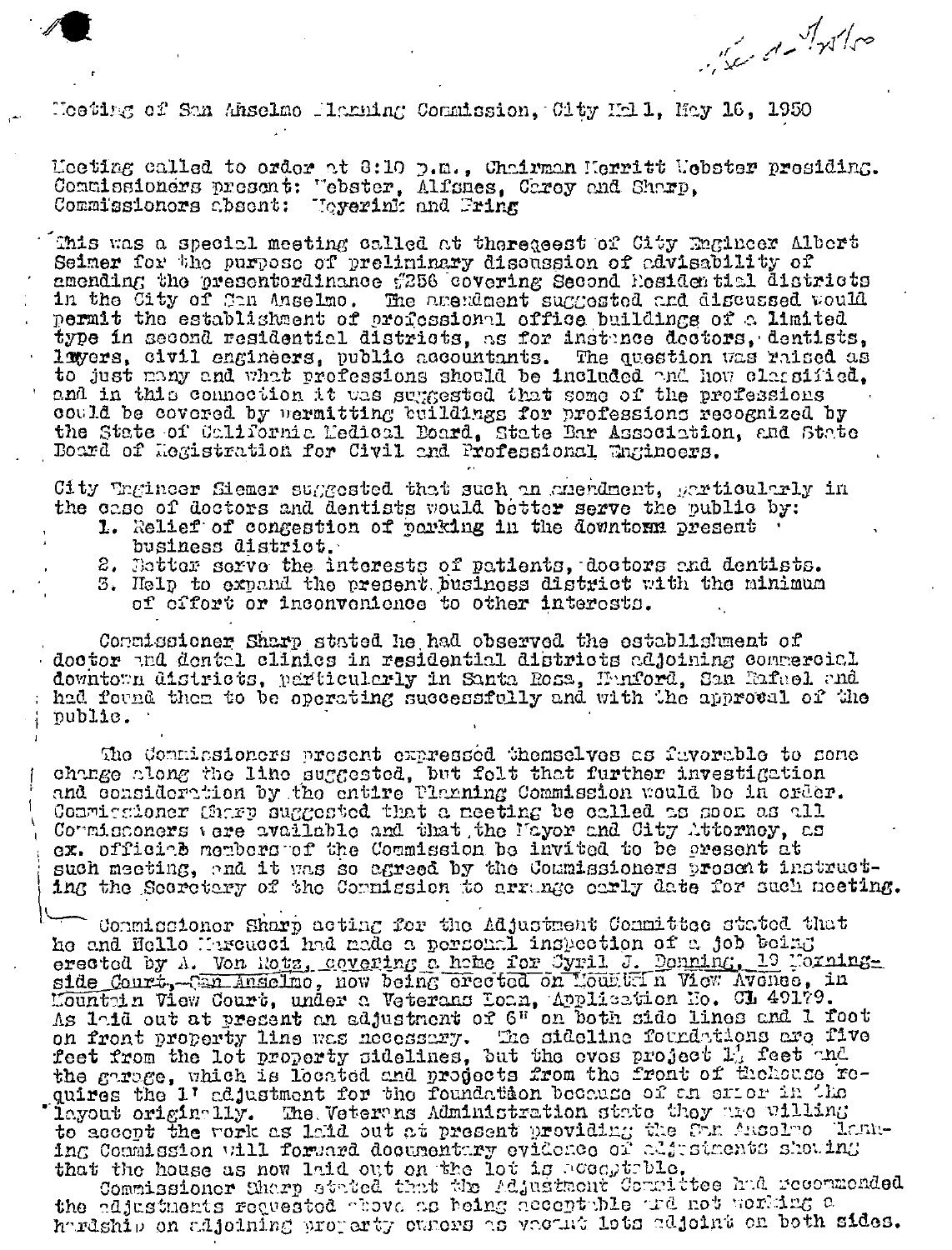Meeting of San Anselmo Planning Commission, City Hall, May 16, 1950

Meeting called to order at 8:10 p.m., Chairman Merritt Webster presiding.
Commissioners present: Webster, Alfsnes, Carey and Sharp,
Commissioners absent: Meyerink and Fring

This was a special meeting called at therequest of City Engineer Albert Seimer for the purpose of preliminary discussion of advisability of amending the presentordinance #256 covering Second Residential districts in the City of San Anselmo. The amendment suggested and discussed would permit the establishment of professional office buildings of a limited type in second residential districts, as for instance doctors, dentists, lawyers, civil engineers, public accountants. The question was raised as to just many and what professions should be included and how classified, and in this connection it was suggested that some of the professions could be covered by permitting buildings for professions recognized by the State of California Medical Board, State Bar Association, and State Board of Registration for Civil and Professional Engineers.

City Engineer Siemer suggested that such an amendment, particularly in the case of doctors and dentists would better serve the public by:

1. Relief of congestion of parking in the downtown present business district.
2. Better serve the interests of patients, doctors and dentists.
3. Help to expand the present business district with the minimum of effort or inconvenience to other interests.

Commissioner Sharp stated he had observed the establishment of doctor and dental clinics in residential districts adjoining commercial downtown districts, particularly in Santa Rosa, Hanford, San Rafael and had found them to be operating successfully and with the approval of the public.

The Commissioners present expressed themselves as favorable to some change along the line suggested, but felt that further investigation and consideration by the entire Planning Commission would be in order. Commissioner Sharp suggested that a meeting be called as soon as all Commissoners were available and that the Mayor and City Attorney, as ex. officio members of the Commission be invited to be present at such meeting, and it was so agreed by the Commissioners present instructing the Secretary of the Commission to arrange early date for such meeting.

Commissioner Sharp acting for the Adjustment Committee stated that he and Hello Marcucci had made a personal inspection of a job being erected by A. Von Rotz, covering a home for Cyril J. Denning, 19 Morningside Court, San Anselmo, now being erected on Mountain View Avenue, in Mountain View Court, under a Veterans Loan, Application No. CL 49179. As laid out at present an adjustment of 6" on both side lines and 1 foot on front property line was necessary. The sideline foundations are five feet from the lot property sidelines, but the eves project 1½ feet and the garage, which is located and projects from the front of thehouse requires the 1' adjustment for the foundation because of an error in the layout originally. The Veterans Administration state they are willing to accept the work as laid out at present providing the San Anselmo Planning Commission will forward documentary evidence of adjustments showing that the house as now laid out on the lot is acceptable.

Commissioner Sharp stated that the Adjustment Committee had recommended the adjustments requested above as being acceptable and not working a hardship on adjoining property owners as vacant lots adjoint on both sides.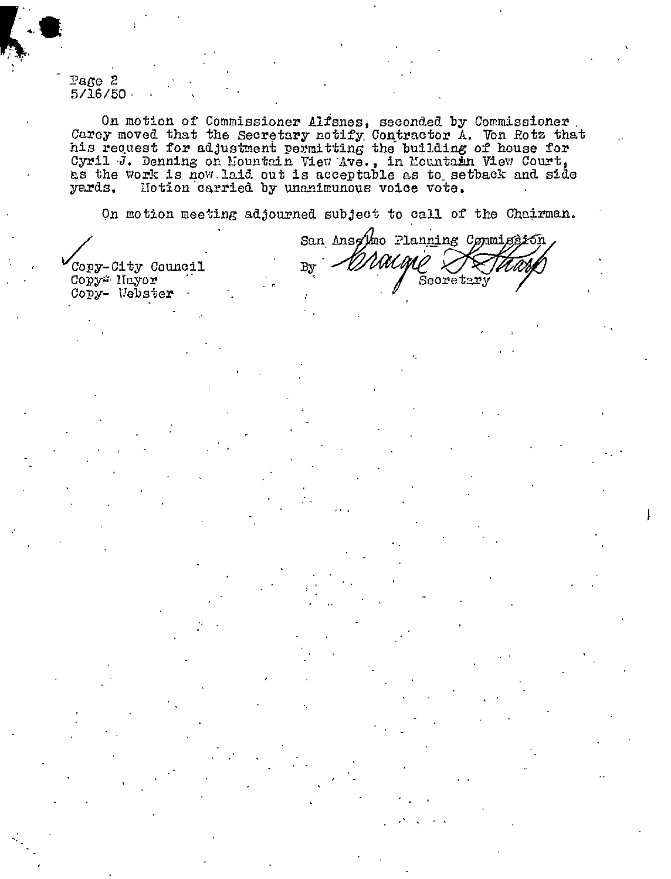Page 2
5/16/50

On motion of Commissioner Alfsnes, seconded by Commissioner Carey moved that the Secretary notify Contractor A. Von Rotz that his request for adjustment permitting the building of house for Cyril J. Denning on Mountain View Ave., in Mountain View Court, as the work is now laid out is acceptable as to setback and side yards. Motion carried by unanimunous voice vote.

On motion meeting adjourned subject to call of the Chairman.

San Anselmo Planning Commission
By Craige S. Sharp
Secretary

Copy-City Council
Copy- Mayor
Copy- Webster